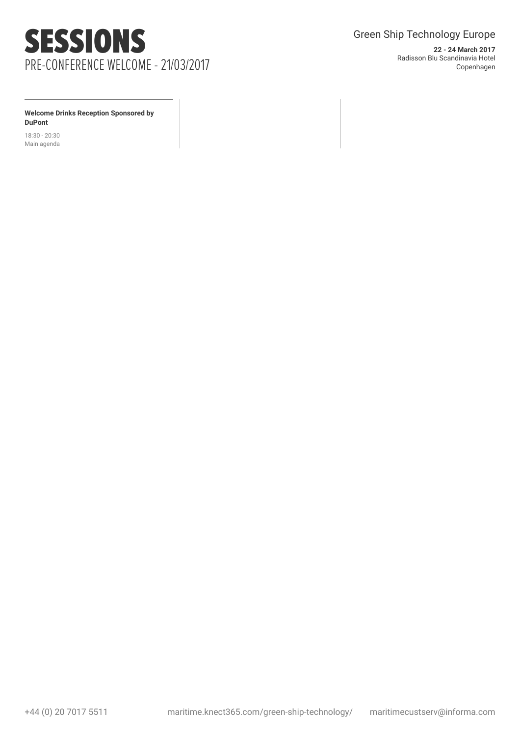# SESSIONS

## PRE-CONFERENCE WELCOME - 21/03/2017

Green Ship Technology Europe

**22 - 24 March 2017**
Radisson Blu Scandinavia Hotel
Copenhagen

**Welcome Drinks Reception Sponsored by DuPont**

18:30 - 20:30
Main agenda

+44 (0) 20 7017 5511    maritime.knect365.com/green-ship-technology/    maritimecustserv@informa.com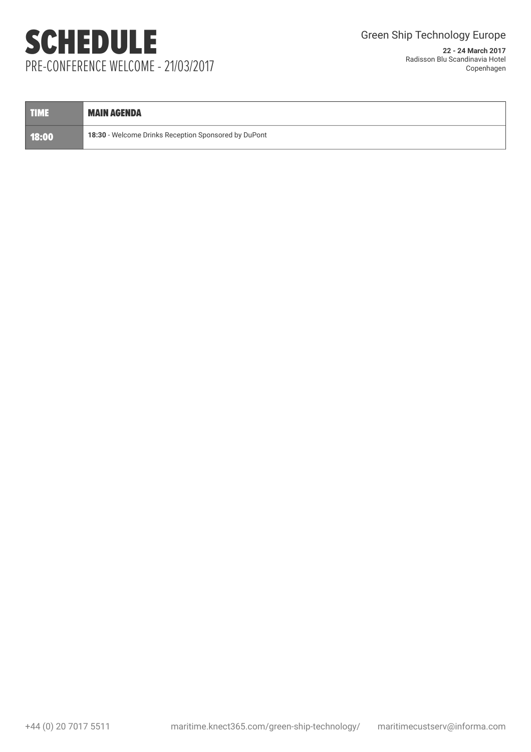# SCHEDULE

## PRE-CONFERENCE WELCOME - 21/03/2017

Green Ship Technology Europe

**22 - 24 March 2017**
Radisson Blu Scandinavia Hotel
Copenhagen

| TIME | MAIN AGENDA |
| --- | --- |
| 18:00 | **18:30** - Welcome Drinks Reception Sponsored by DuPont |

+44 (0) 20 7017 5511    maritime.knect365.com/green-ship-technology/    maritimecustserv@informa.com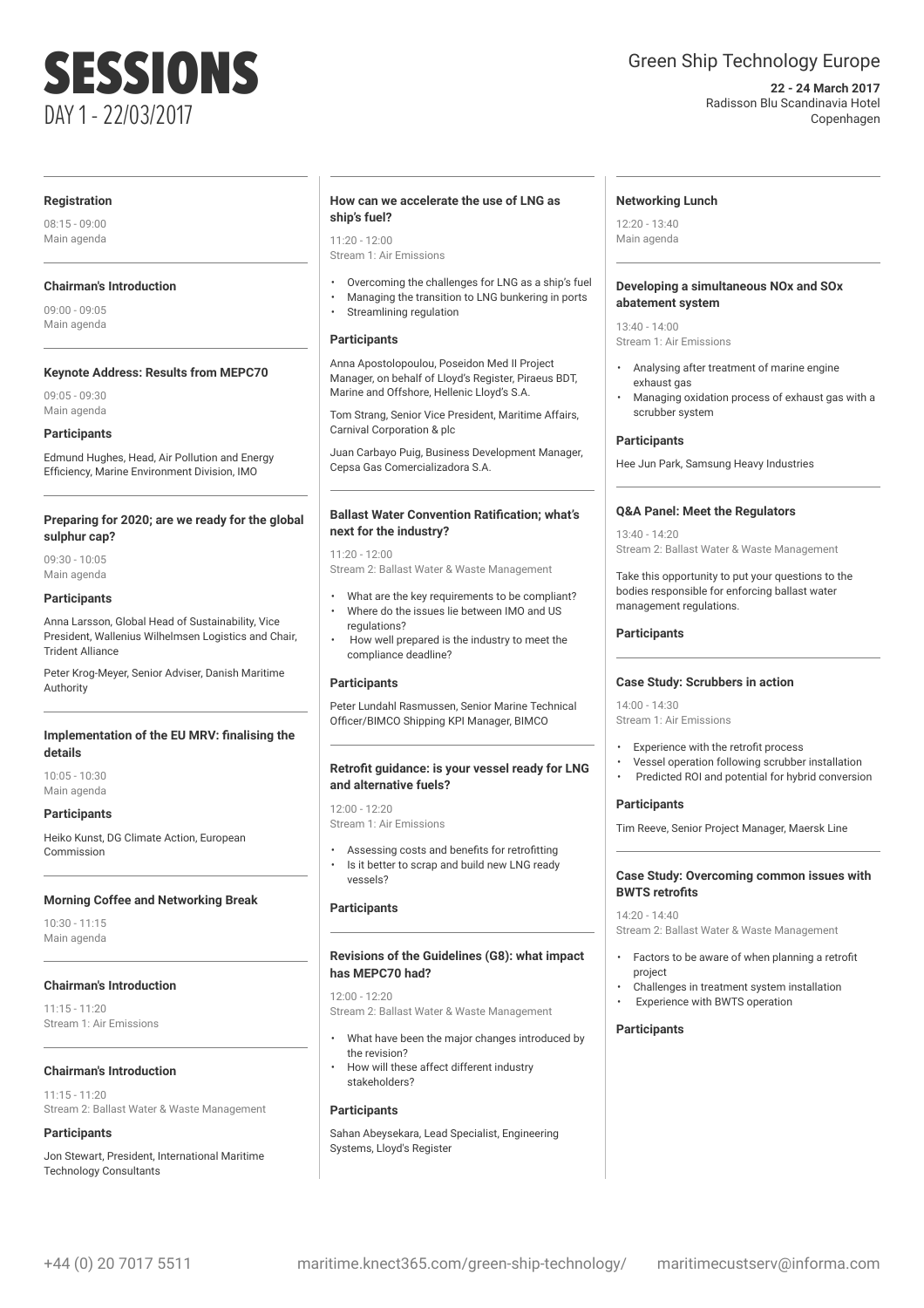# SESSIONS

DAY 1 - 22/03/2017

Green Ship Technology Europe

**22 - 24 March 2017**
Radisson Blu Scandinavia Hotel
Copenhagen

### Registration

08:15 - 09:00
Main agenda

### Chairman's Introduction

09:00 - 09:05
Main agenda

### Keynote Address: Results from MEPC70

09:05 - 09:30
Main agenda

**Participants**

Edmund Hughes, Head, Air Pollution and Energy Efficiency, Marine Environment Division, IMO

### Preparing for 2020; are we ready for the global sulphur cap?

09:30 - 10:05
Main agenda

**Participants**

Anna Larsson, Global Head of Sustainability, Vice President, Wallenius Wilhelmsen Logistics and Chair, Trident Alliance

Peter Krog-Meyer, Senior Adviser, Danish Maritime Authority

### Implementation of the EU MRV: finalising the details

10:05 - 10:30
Main agenda

**Participants**

Heiko Kunst, DG Climate Action, European Commission

### Morning Coffee and Networking Break

10:30 - 11:15
Main agenda

### Chairman's Introduction

11:15 - 11:20
Stream 1: Air Emissions

### Chairman's Introduction

11:15 - 11:20
Stream 2: Ballast Water & Waste Management

**Participants**

Jon Stewart, President, International Maritime Technology Consultants

### How can we accelerate the use of LNG as ship's fuel?

11:20 - 12:00
Stream 1: Air Emissions

- Overcoming the challenges for LNG as a ship's fuel
- Managing the transition to LNG bunkering in ports
- Streamlining regulation

**Participants**

Anna Apostolopoulou, Poseidon Med II Project Manager, on behalf of Lloyd's Register, Piraeus BDT, Marine and Offshore, Hellenic Lloyd's S.A.

Tom Strang, Senior Vice President, Maritime Affairs, Carnival Corporation & plc

Juan Carbayo Puig, Business Development Manager, Cepsa Gas Comercializadora S.A.

### Ballast Water Convention Ratification; what's next for the industry?

11:20 - 12:00
Stream 2: Ballast Water & Waste Management

- What are the key requirements to be compliant?
- Where do the issues lie between IMO and US regulations?
- How well prepared is the industry to meet the compliance deadline?

**Participants**

Peter Lundahl Rasmussen, Senior Marine Technical Officer/BIMCO Shipping KPI Manager, BIMCO

### Retrofit guidance: is your vessel ready for LNG and alternative fuels?

12:00 - 12:20
Stream 1: Air Emissions

- Assessing costs and benefits for retrofitting
- Is it better to scrap and build new LNG ready vessels?

**Participants**

### Revisions of the Guidelines (G8): what impact has MEPC70 had?

12:00 - 12:20
Stream 2: Ballast Water & Waste Management

- What have been the major changes introduced by the revision?
- How will these affect different industry stakeholders?

**Participants**

Sahan Abeysekara, Lead Specialist, Engineering Systems, Lloyd's Register

### Networking Lunch

12:20 - 13:40
Main agenda

### Developing a simultaneous NOx and SOx abatement system

13:40 - 14:00
Stream 1: Air Emissions

- Analysing after treatment of marine engine exhaust gas
- Managing oxidation process of exhaust gas with a scrubber system

**Participants**

Hee Jun Park, Samsung Heavy Industries

### Q&A Panel: Meet the Regulators

13:40 - 14:20
Stream 2: Ballast Water & Waste Management

Take this opportunity to put your questions to the bodies responsible for enforcing ballast water management regulations.

**Participants**

### Case Study: Scrubbers in action

14:00 - 14:30
Stream 1: Air Emissions

- Experience with the retrofit process
- Vessel operation following scrubber installation
- Predicted ROI and potential for hybrid conversion

**Participants**

Tim Reeve, Senior Project Manager, Maersk Line

### Case Study: Overcoming common issues with BWTS retrofits

14:20 - 14:40
Stream 2: Ballast Water & Waste Management

- Factors to be aware of when planning a retrofit project
- Challenges in treatment system installation
- Experience with BWTS operation

**Participants**

+44 (0) 20 7017 5511 maritime.knect365.com/green-ship-technology/ maritimecustserv@informa.com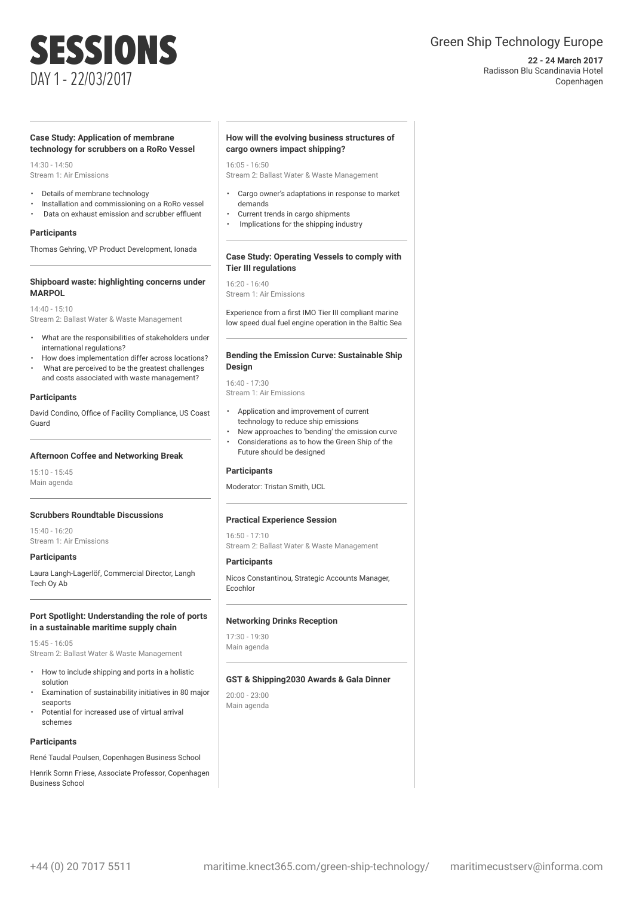# SESSIONS

## DAY 1 - 22/03/2017

Green Ship Technology Europe

**22 - 24 March 2017**
Radisson Blu Scandinavia Hotel
Copenhagen

---

### Case Study: Application of membrane technology for scrubbers on a RoRo Vessel

14:30 - 14:50
Stream 1: Air Emissions

- Details of membrane technology
- Installation and commissioning on a RoRo vessel
- Data on exhaust emission and scrubber effluent

**Participants**

Thomas Gehring, VP Product Development, Ionada

---

### Shipboard waste: highlighting concerns under MARPOL

14:40 - 15:10
Stream 2: Ballast Water & Waste Management

- What are the responsibilities of stakeholders under international regulations?
- How does implementation differ across locations?
- What are perceived to be the greatest challenges and costs associated with waste management?

**Participants**

David Condino, Office of Facility Compliance, US Coast Guard

---

### Afternoon Coffee and Networking Break

15:10 - 15:45
Main agenda

---

### Scrubbers Roundtable Discussions

15:40 - 16:20
Stream 1: Air Emissions

**Participants**

Laura Langh-Lagerlöf, Commercial Director, Langh Tech Oy Ab

---

### Port Spotlight: Understanding the role of ports in a sustainable maritime supply chain

15:45 - 16:05
Stream 2: Ballast Water & Waste Management

- How to include shipping and ports in a holistic solution
- Examination of sustainability initiatives in 80 major seaports
- Potential for increased use of virtual arrival schemes

**Participants**

René Taudal Poulsen, Copenhagen Business School

Henrik Sornn Friese, Associate Professor, Copenhagen Business School

---

### How will the evolving business structures of cargo owners impact shipping?

16:05 - 16:50
Stream 2: Ballast Water & Waste Management

- Cargo owner's adaptations in response to market demands
- Current trends in cargo shipments
- Implications for the shipping industry

---

### Case Study: Operating Vessels to comply with Tier III regulations

16:20 - 16:40
Stream 1: Air Emissions

Experience from a first IMO Tier III compliant marine low speed dual fuel engine operation in the Baltic Sea

---

### Bending the Emission Curve: Sustainable Ship Design

16:40 - 17:30
Stream 1: Air Emissions

- Application and improvement of current technology to reduce ship emissions
- New approaches to 'bending' the emission curve
- Considerations as to how the Green Ship of the Future should be designed

**Participants**

Moderator: Tristan Smith, UCL

---

### Practical Experience Session

16:50 - 17:10
Stream 2: Ballast Water & Waste Management

**Participants**

Nicos Constantinou, Strategic Accounts Manager, Ecochlor

---

### Networking Drinks Reception

17:30 - 19:30
Main agenda

---

### GST & Shipping2030 Awards & Gala Dinner

20:00 - 23:00
Main agenda

+44 (0) 20 7017 5511 maritime.knect365.com/green-ship-technology/ maritimecustserv@informa.com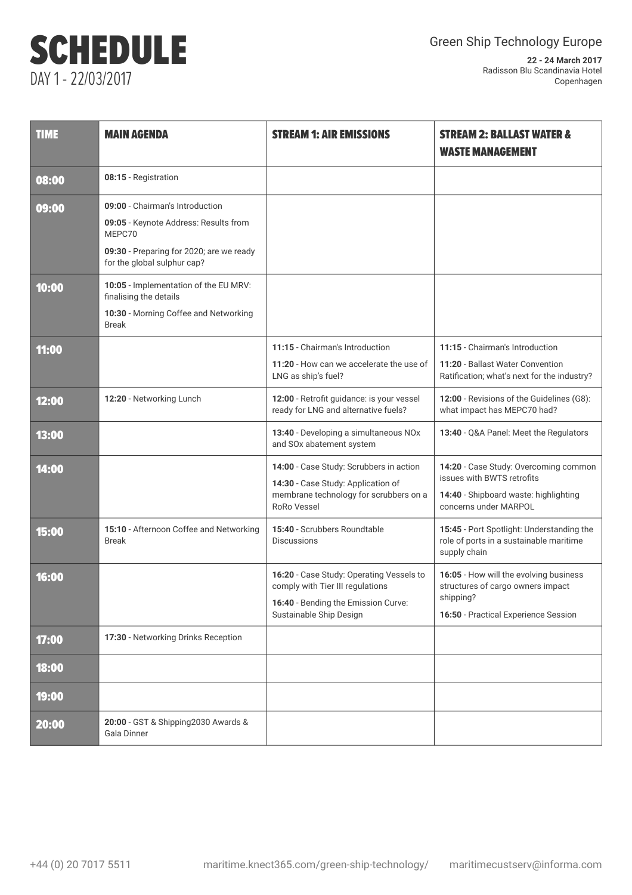# SCHEDULE

DAY 1 - 22/03/2017

Green Ship Technology Europe

**22 - 24 March 2017**
Radisson Blu Scandinavia Hotel
Copenhagen

| TIME | MAIN AGENDA | STREAM 1: AIR EMISSIONS | STREAM 2: BALLAST WATER & WASTE MANAGEMENT |
|---|---|---|---|
| 08:00 | **08:15** - Registration | | |
| 09:00 | **09:00** - Chairman's Introduction<br>**09:05** - Keynote Address: Results from MEPC70<br>**09:30** - Preparing for 2020; are we ready for the global sulphur cap? | | |
| 10:00 | **10:05** - Implementation of the EU MRV: finalising the details<br>**10:30** - Morning Coffee and Networking Break | | |
| 11:00 | | **11:15** - Chairman's Introduction<br>**11:20** - How can we accelerate the use of LNG as ship's fuel? | **11:15** - Chairman's Introduction<br>**11:20** - Ballast Water Convention Ratification; what's next for the industry? |
| 12:00 | **12:20** - Networking Lunch | **12:00** - Retrofit guidance: is your vessel ready for LNG and alternative fuels? | **12:00** - Revisions of the Guidelines (G8): what impact has MEPC70 had? |
| 13:00 | | **13:40** - Developing a simultaneous NOx and SOx abatement system | **13:40** - Q&A Panel: Meet the Regulators |
| 14:00 | | **14:00** - Case Study: Scrubbers in action<br>**14:30** - Case Study: Application of membrane technology for scrubbers on a RoRo Vessel | **14:20** - Case Study: Overcoming common issues with BWTS retrofits<br>**14:40** - Shipboard waste: highlighting concerns under MARPOL |
| 15:00 | **15:10** - Afternoon Coffee and Networking Break | **15:40** - Scrubbers Roundtable Discussions | **15:45** - Port Spotlight: Understanding the role of ports in a sustainable maritime supply chain |
| 16:00 | | **16:20** - Case Study: Operating Vessels to comply with Tier III regulations<br>**16:40** - Bending the Emission Curve: Sustainable Ship Design | **16:05** - How will the evolving business structures of cargo owners impact shipping?<br>**16:50** - Practical Experience Session |
| 17:00 | **17:30** - Networking Drinks Reception | | |
| 18:00 | | | |
| 19:00 | | | |
| 20:00 | **20:00** - GST & Shipping2030 Awards & Gala Dinner | | |

+44 (0) 20 7017 5511 maritime.knect365.com/green-ship-technology/ maritimecustserv@informa.com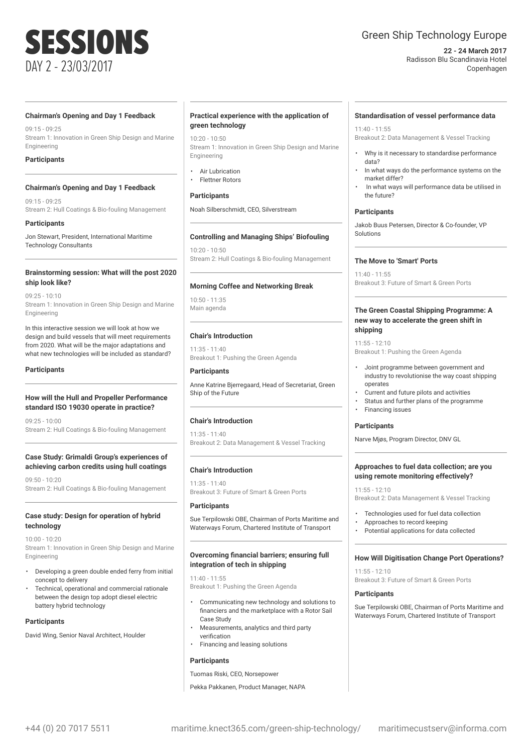# SESSIONS

DAY 2 - 23/03/2017

Green Ship Technology Europe

**22 - 24 March 2017**
Radisson Blu Scandinavia Hotel
Copenhagen

### Chairman's Opening and Day 1 Feedback

09:15 - 09:25
Stream 1: Innovation in Green Ship Design and Marine Engineering

**Participants**

### Chairman's Opening and Day 1 Feedback

09:15 - 09:25
Stream 2: Hull Coatings & Bio-fouling Management

**Participants**

Jon Stewart, President, International Maritime Technology Consultants

### Brainstorming session: What will the post 2020 ship look like?

09:25 - 10:10
Stream 1: Innovation in Green Ship Design and Marine Engineering

In this interactive session we will look at how we design and build vessels that will meet requirements from 2020. What will be the major adaptations and what new technologies will be included as standard?

**Participants**

### How will the Hull and Propeller Performance standard ISO 19030 operate in practice?

09:25 - 10:00
Stream 2: Hull Coatings & Bio-fouling Management

### Case Study: Grimaldi Group's experiences of achieving carbon credits using hull coatings

09:50 - 10:20
Stream 2: Hull Coatings & Bio-fouling Management

### Case study: Design for operation of hybrid technology

10:00 - 10:20
Stream 1: Innovation in Green Ship Design and Marine Engineering

- Developing a green double ended ferry from initial concept to delivery
- Technical, operational and commercial rationale between the design top adopt diesel electric battery hybrid technology

**Participants**

David Wing, Senior Naval Architect, Houlder

### Practical experience with the application of green technology

10:20 - 10:50
Stream 1: Innovation in Green Ship Design and Marine Engineering

- Air Lubrication
- Flettner Rotors

**Participants**

Noah Silberschmidt, CEO, Silverstream

### Controlling and Managing Ships' Biofouling

10:20 - 10:50
Stream 2: Hull Coatings & Bio-fouling Management

### Morning Coffee and Networking Break

10:50 - 11:35
Main agenda

### Chair's Introduction

11:35 - 11:40
Breakout 1: Pushing the Green Agenda

**Participants**

Anne Katrine Bjerregaard, Head of Secretariat, Green Ship of the Future

### Chair's Introduction

11:35 - 11:40
Breakout 2: Data Management & Vessel Tracking

### Chair's Introduction

11:35 - 11:40
Breakout 3: Future of Smart & Green Ports

**Participants**

Sue Terpilowski OBE, Chairman of Ports Maritime and Waterways Forum, Chartered Institute of Transport

### Overcoming financial barriers; ensuring full integration of tech in shipping

11:40 - 11:55
Breakout 1: Pushing the Green Agenda

- Communicating new technology and solutions to financiers and the marketplace with a Rotor Sail Case Study
- Measurements, analytics and third party verification
- Financing and leasing solutions

**Participants**

Tuomas Riski, CEO, Norsepower

Pekka Pakkanen, Product Manager, NAPA

### Standardisation of vessel performance data

11:40 - 11:55
Breakout 2: Data Management & Vessel Tracking

- Why is it necessary to standardise performance data?
- In what ways do the performance systems on the market differ?
- In what ways will performance data be utilised in the future?

**Participants**

Jakob Buus Petersen, Director & Co-founder, VP Solutions

### The Move to 'Smart' Ports

11:40 - 11:55
Breakout 3: Future of Smart & Green Ports

### The Green Coastal Shipping Programme: A new way to accelerate the green shift in shipping

11:55 - 12:10
Breakout 1: Pushing the Green Agenda

- Joint programme between government and industry to revolutionise the way coast shipping operates
- Current and future pilots and activities
- Status and further plans of the programme
- Financing issues

**Participants**

Narve Mjøs, Program Director, DNV GL

### Approaches to fuel data collection; are you using remote monitoring effectively?

11:55 - 12:10
Breakout 2: Data Management & Vessel Tracking

- Technologies used for fuel data collection
- Approaches to record keeping
- Potential applications for data collected

### How Will Digitisation Change Port Operations?

11:55 - 12:10
Breakout 3: Future of Smart & Green Ports

**Participants**

Sue Terpilowski OBE, Chairman of Ports Maritime and Waterways Forum, Chartered Institute of Transport

+44 (0) 20 7017 5511 maritime.knect365.com/green-ship-technology/ maritimecustserv@informa.com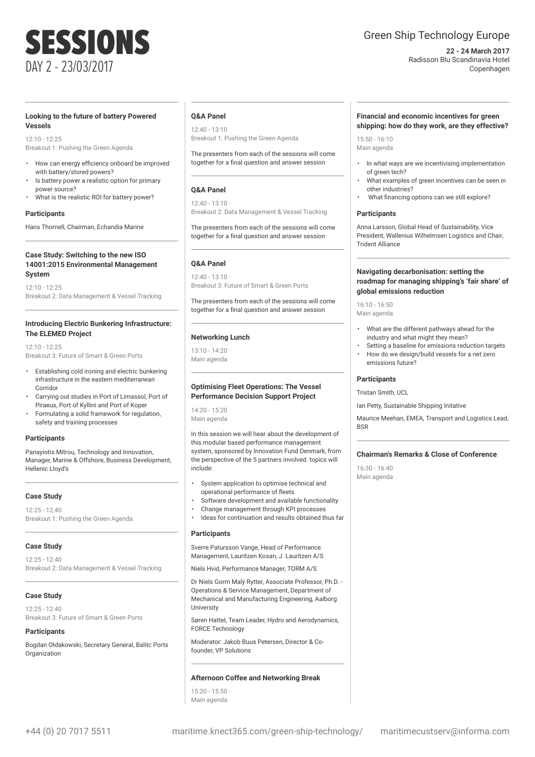# SESSIONS

DAY 2 - 23/03/2017

Green Ship Technology Europe

**22 - 24 March 2017**
Radisson Blu Scandinavia Hotel
Copenhagen

---

### Looking to the future of battery Powered Vessels

12:10 - 12:25
Breakout 1: Pushing the Green Agenda

- How can energy efficiency onboard be improved with battery/stored powers?
- Is battery power a realistic option for primary power source?
- What is the realistic ROI for battery power?

**Participants**

Hans Thornell, Chairman, Echandia Marine

---

### Case Study: Switching to the new ISO 14001:2015 Environmental Management System

12:10 - 12:25
Breakout 2: Data Management & Vessel Tracking

---

### Introducing Electric Bunkering Infrastructure: The ELEMED Project

12:10 - 12:25
Breakout 3: Future of Smart & Green Ports

- Establishing cold ironing and electric bunkering infrastructure in the eastern mediterranean Corridor
- Carrying out studies in Port of Limassol, Port of Piraeus, Port of Kyllini and Port of Koper
- Formulating a solid framework for regulation, safety and training processes

**Participants**

Panayiotis Mitrou, Technology and Innovation, Manager, Marine & Offshore, Business Development, Hellenic Lloyd's

---

### Case Study

12:25 - 12:40
Breakout 1: Pushing the Green Agenda

---

### Case Study

12:25 - 12:40
Breakout 2: Data Management & Vessel Tracking

---

### Case Study

12:25 - 12:40
Breakout 3: Future of Smart & Green Ports

**Participants**

Bogdan Ołdakowski, Secretary General, Balitc Ports Organization

---

### Q&A Panel

12:40 - 13:10
Breakout 1: Pushing the Green Agenda

The presenters from each of the sessions will come together for a final question and answer session

---

### Q&A Panel

12:40 - 13:10
Breakout 2: Data Management & Vessel Tracking

The presenters from each of the sessions will come together for a final question and answer session

---

### Q&A Panel

12:40 - 13:10
Breakout 3: Future of Smart & Green Ports

The presenters from each of the sessions will come together for a final question and answer session

---

### Networking Lunch

13:10 - 14:20
Main agenda

---

### Optimising Fleet Operations: The Vessel Performance Decision Support Project

14:20 - 15:20
Main agenda

In this session we will hear about the development of this modular based performance management system, sponsored by Innovation Fund Denmark, from the perspective of the 5 partners involved. topics will include:

- System application to optimise technical and operational performance of fleets
- Software development and available functionality
- Change management through KPI processes
- Ideas for continuation and results obtained thus far

**Participants**

Sverre Patursson Vange, Head of Performance Management, Lauritzen Kosan, J. Lauritzen A/S

Niels Hvid, Performance Manager, TORM A/S

Dr Niels Gorm Malý Rytter, Associate Professor, Ph.D. - Operations & Service Management, Department of Mechanical and Manufacturing Engineering, Aalborg University

Søren Hattel, Team Leader, Hydro and Aerodynamics, FORCE Technology

Moderator: Jakob Buus Petersen, Director & Co-founder, VP Solutions

---

### Afternoon Coffee and Networking Break

15:20 - 15:50
Main agenda

---

### Financial and economic incentives for green shipping: how do they work, are they effective?

15:50 - 16:10
Main agenda

- In what ways are we incentivising implementation of green tech?
- What examples of green incentives can be seen in other industries?
- What financing options can we still explore?

**Participants**

Anna Larsson, Global Head of Sustainability, Vice President, Wallenius Wilhelmsen Logistics and Chair, Trident Alliance

---

### Navigating decarbonisation: setting the roadmap for managing shipping's 'fair share' of global emissions reduction

16:10 - 16:50
Main agenda

- What are the different pathways ahead for the industry and what might they mean?
- Setting a baseline for emissions reduction targets
- How do we design/build vessels for a net zero emissions future?

**Participants**

Tristan Smith, UCL

Ian Petty, Sustainable Shipping Initative

Maurice Meehan, EMEA, Transport and Logistics Lead, BSR

---

### Chairman's Remarks & Close of Conference

16:30 - 16:40
Main agenda

---

+44 (0) 20 7017 5511 maritime.knect365.com/green-ship-technology/ maritimecustserv@informa.com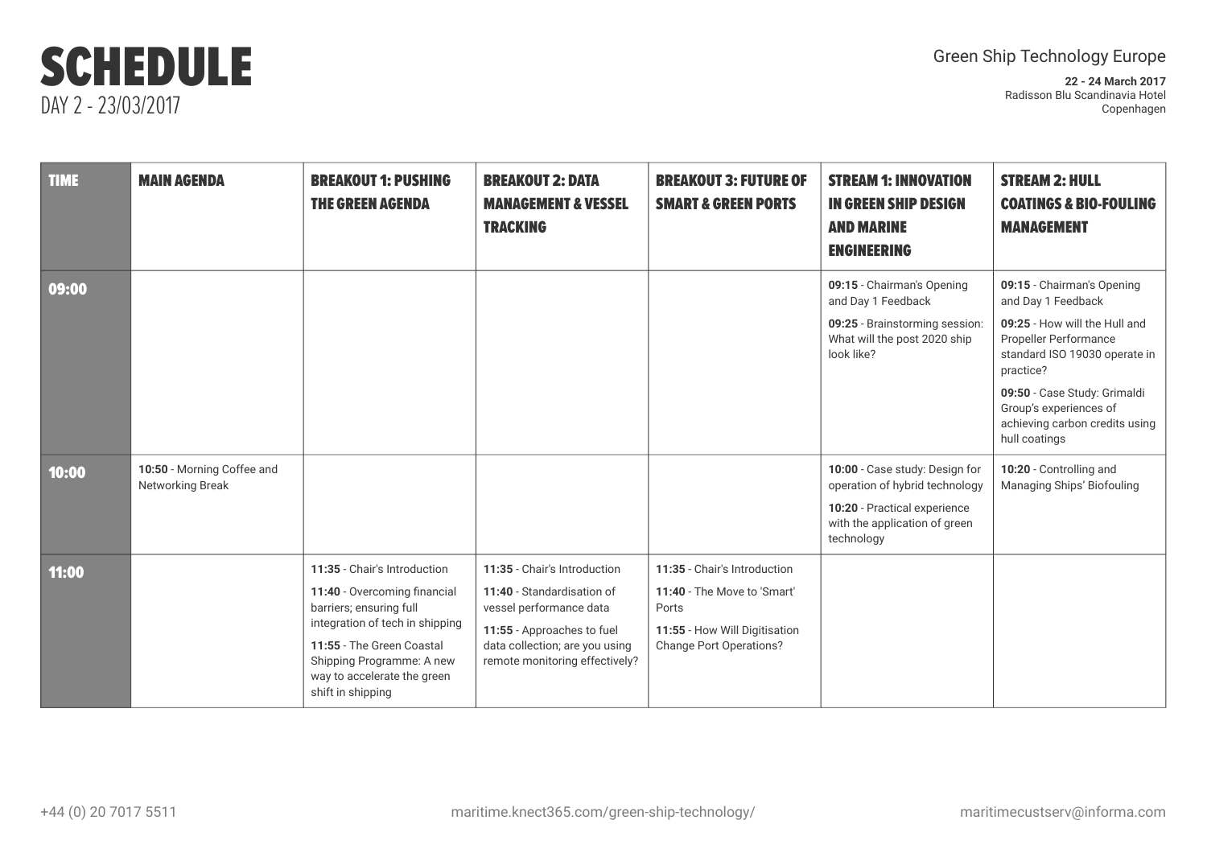# SCHEDULE

DAY 2 - 23/03/2017

Green Ship Technology Europe

**22 - 24 March 2017**
Radisson Blu Scandinavia Hotel
Copenhagen

| TIME | MAIN AGENDA | BREAKOUT 1: PUSHING THE GREEN AGENDA | BREAKOUT 2: DATA MANAGEMENT & VESSEL TRACKING | BREAKOUT 3: FUTURE OF SMART & GREEN PORTS | STREAM 1: INNOVATION IN GREEN SHIP DESIGN AND MARINE ENGINEERING | STREAM 2: HULL COATINGS & BIO-FOULING MANAGEMENT |
|---|---|---|---|---|---|---|
| **09:00** | | | | | **09:15** - Chairman's Opening and Day 1 Feedback<br>**09:25** - Brainstorming session: What will the post 2020 ship look like? | **09:15** - Chairman's Opening and Day 1 Feedback<br>**09:25** - How will the Hull and Propeller Performance standard ISO 19030 operate in practice?<br>**09:50** - Case Study: Grimaldi Group's experiences of achieving carbon credits using hull coatings |
| **10:00** | **10:50** - Morning Coffee and Networking Break | | | | **10:00** - Case study: Design for operation of hybrid technology<br>**10:20** - Practical experience with the application of green technology | **10:20** - Controlling and Managing Ships' Biofouling |
| **11:00** | | **11:35** - Chair's Introduction<br>**11:40** - Overcoming financial barriers; ensuring full integration of tech in shipping<br>**11:55** - The Green Coastal Shipping Programme: A new way to accelerate the green shift in shipping | **11:35** - Chair's Introduction<br>**11:40** - Standardisation of vessel performance data<br>**11:55** - Approaches to fuel data collection; are you using remote monitoring effectively? | **11:35** - Chair's Introduction<br>**11:40** - The Move to 'Smart' Ports<br>**11:55** - How Will Digitisation Change Port Operations? | | |

+44 (0) 20 7017 5511 | maritime.knect365.com/green-ship-technology/ | maritimecustserv@informa.com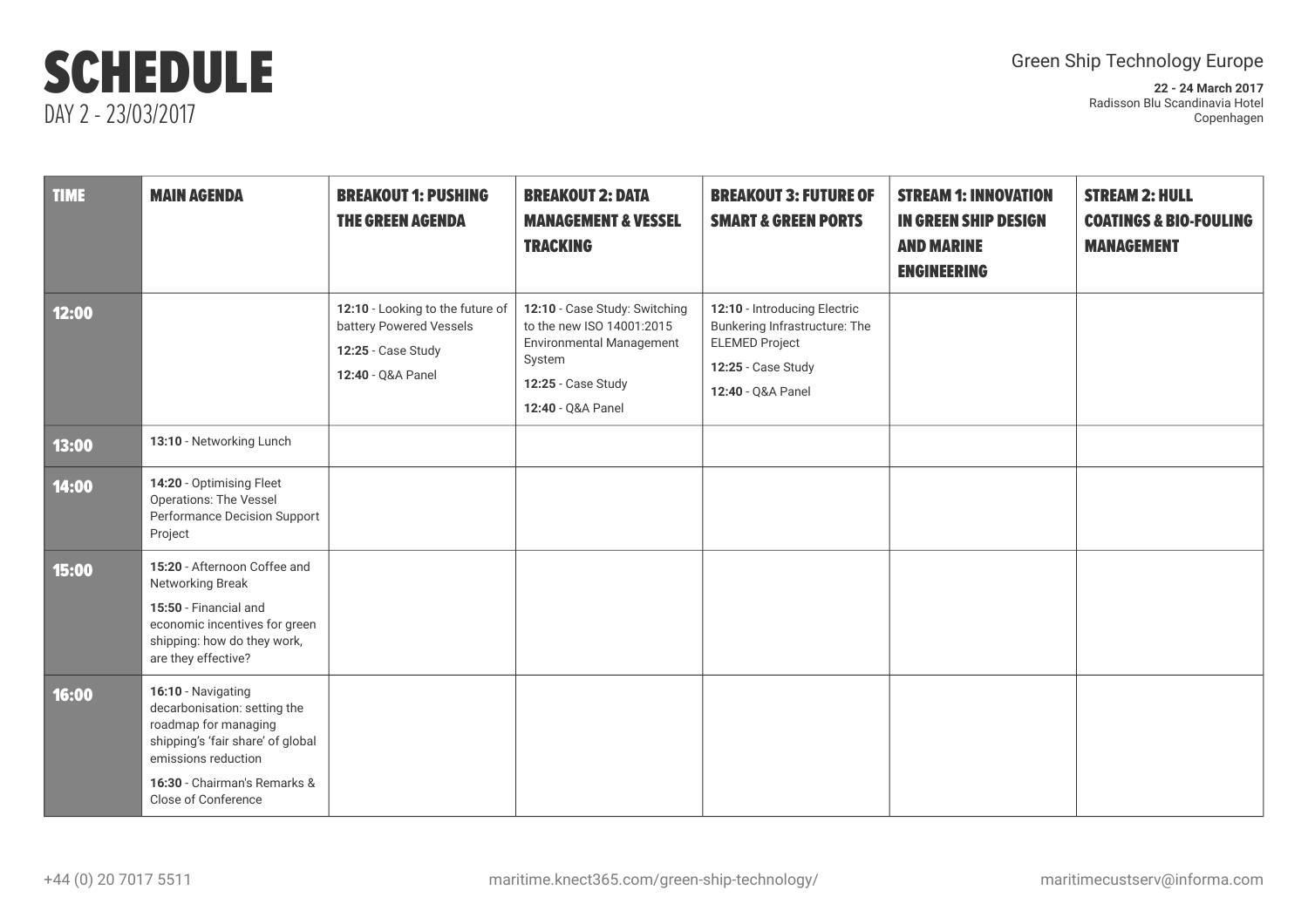# SCHEDULE

DAY 2 - 23/03/2017

Green Ship Technology Europe

**22 - 24 March 2017**
Radisson Blu Scandinavia Hotel
Copenhagen

| TIME | MAIN AGENDA | BREAKOUT 1: PUSHING THE GREEN AGENDA | BREAKOUT 2: DATA MANAGEMENT & VESSEL TRACKING | BREAKOUT 3: FUTURE OF SMART & GREEN PORTS | STREAM 1: INNOVATION IN GREEN SHIP DESIGN AND MARINE ENGINEERING | STREAM 2: HULL COATINGS & BIO-FOULING MANAGEMENT |
|---|---|---|---|---|---|---|
| 12:00 | | **12:10** - Looking to the future of battery Powered Vessels<br>**12:25** - Case Study<br>**12:40** - Q&A Panel | **12:10** - Case Study: Switching to the new ISO 14001:2015 Environmental Management System<br>**12:25** - Case Study<br>**12:40** - Q&A Panel | **12:10** - Introducing Electric Bunkering Infrastructure: The ELEMED Project<br>**12:25** - Case Study<br>**12:40** - Q&A Panel | | |
| 13:00 | **13:10** - Networking Lunch | | | | | |
| 14:00 | **14:20** - Optimising Fleet Operations: The Vessel Performance Decision Support Project | | | | | |
| 15:00 | **15:20** - Afternoon Coffee and Networking Break<br>**15:50** - Financial and economic incentives for green shipping: how do they work, are they effective? | | | | | |
| 16:00 | **16:10** - Navigating decarbonisation: setting the roadmap for managing shipping's 'fair share' of global emissions reduction<br>**16:30** - Chairman's Remarks & Close of Conference | | | | | |

+44 (0) 20 7017 5511 maritime.knect365.com/green-ship-technology/ maritimecustserv@informa.com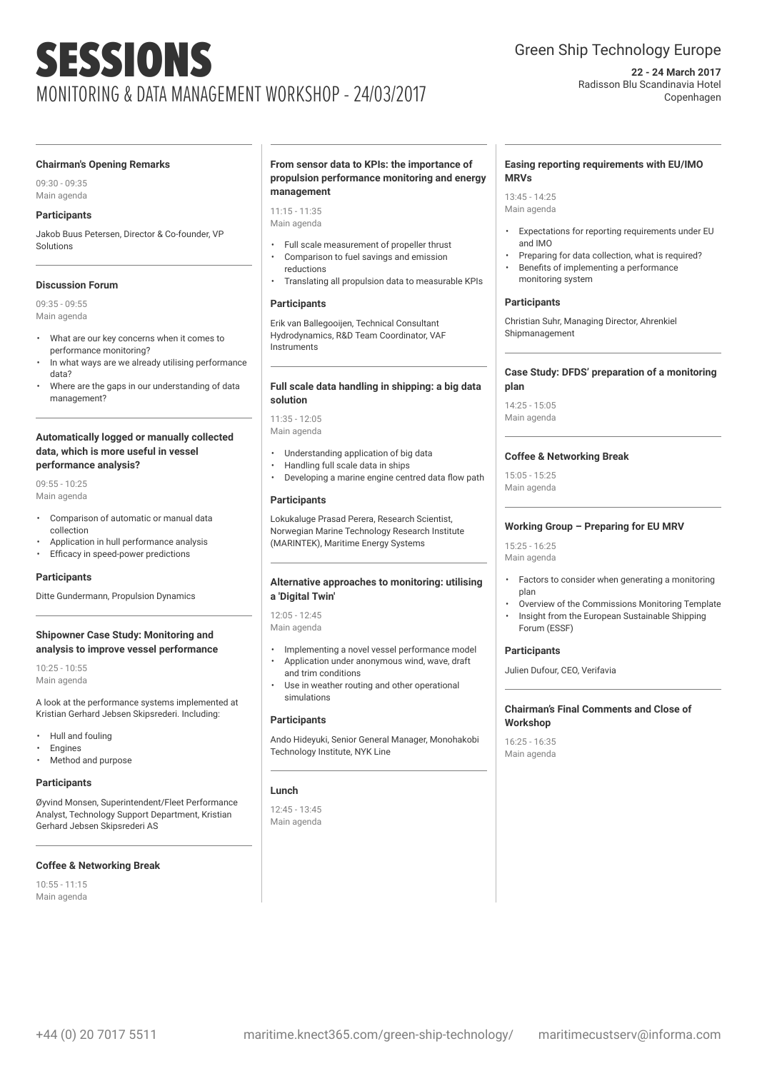# SESSIONS

## MONITORING & DATA MANAGEMENT WORKSHOP - 24/03/2017

Green Ship Technology Europe

**22 - 24 March 2017**
Radisson Blu Scandinavia Hotel
Copenhagen

### Chairman's Opening Remarks

09:30 - 09:35
Main agenda

**Participants**

Jakob Buus Petersen, Director & Co-founder, VP Solutions

### Discussion Forum

09:35 - 09:55
Main agenda

- What are our key concerns when it comes to performance monitoring?
- In what ways are we already utilising performance data?
- Where are the gaps in our understanding of data management?

### Automatically logged or manually collected data, which is more useful in vessel performance analysis?

09:55 - 10:25
Main agenda

- Comparison of automatic or manual data collection
- Application in hull performance analysis
- Efficacy in speed-power predictions

**Participants**

Ditte Gundermann, Propulsion Dynamics

### Shipowner Case Study: Monitoring and analysis to improve vessel performance

10:25 - 10:55
Main agenda

A look at the performance systems implemented at Kristian Gerhard Jebsen Skipsrederi. Including:

- Hull and fouling
- Engines
- Method and purpose

**Participants**

Øyvind Monsen, Superintendent/Fleet Performance Analyst, Technology Support Department, Kristian Gerhard Jebsen Skipsrederi AS

### Coffee & Networking Break

10:55 - 11:15
Main agenda

### From sensor data to KPIs: the importance of propulsion performance monitoring and energy management

11:15 - 11:35
Main agenda

- Full scale measurement of propeller thrust
- Comparison to fuel savings and emission reductions
- Translating all propulsion data to measurable KPIs

**Participants**

Erik van Ballegooijen, Technical Consultant Hydrodynamics, R&D Team Coordinator, VAF Instruments

### Full scale data handling in shipping: a big data solution

11:35 - 12:05
Main agenda

- Understanding application of big data
- Handling full scale data in ships
- Developing a marine engine centred data flow path

**Participants**

Lokukaluge Prasad Perera, Research Scientist, Norwegian Marine Technology Research Institute (MARINTEK), Maritime Energy Systems

### Alternative approaches to monitoring: utilising a 'Digital Twin'

12:05 - 12:45
Main agenda

- Implementing a novel vessel performance model
- Application under anonymous wind, wave, draft and trim conditions
- Use in weather routing and other operational simulations

**Participants**

Ando Hideyuki, Senior General Manager, Monohakobi Technology Institute, NYK Line

### Lunch

12:45 - 13:45
Main agenda

### Easing reporting requirements with EU/IMO MRVs

13:45 - 14:25
Main agenda

- Expectations for reporting requirements under EU and IMO
- Preparing for data collection, what is required?
- Benefits of implementing a performance monitoring system

**Participants**

Christian Suhr, Managing Director, Ahrenkiel Shipmanagement

### Case Study: DFDS' preparation of a monitoring plan

14:25 - 15:05
Main agenda

### Coffee & Networking Break

15:05 - 15:25
Main agenda

### Working Group – Preparing for EU MRV

15:25 - 16:25
Main agenda

- Factors to consider when generating a monitoring plan
- Overview of the Commissions Monitoring Template
- Insight from the European Sustainable Shipping Forum (ESSF)

**Participants**

Julien Dufour, CEO, Verifavia

### Chairman's Final Comments and Close of Workshop

16:25 - 16:35
Main agenda

+44 (0) 20 7017 5511 maritime.knect365.com/green-ship-technology/ maritimecustserv@informa.com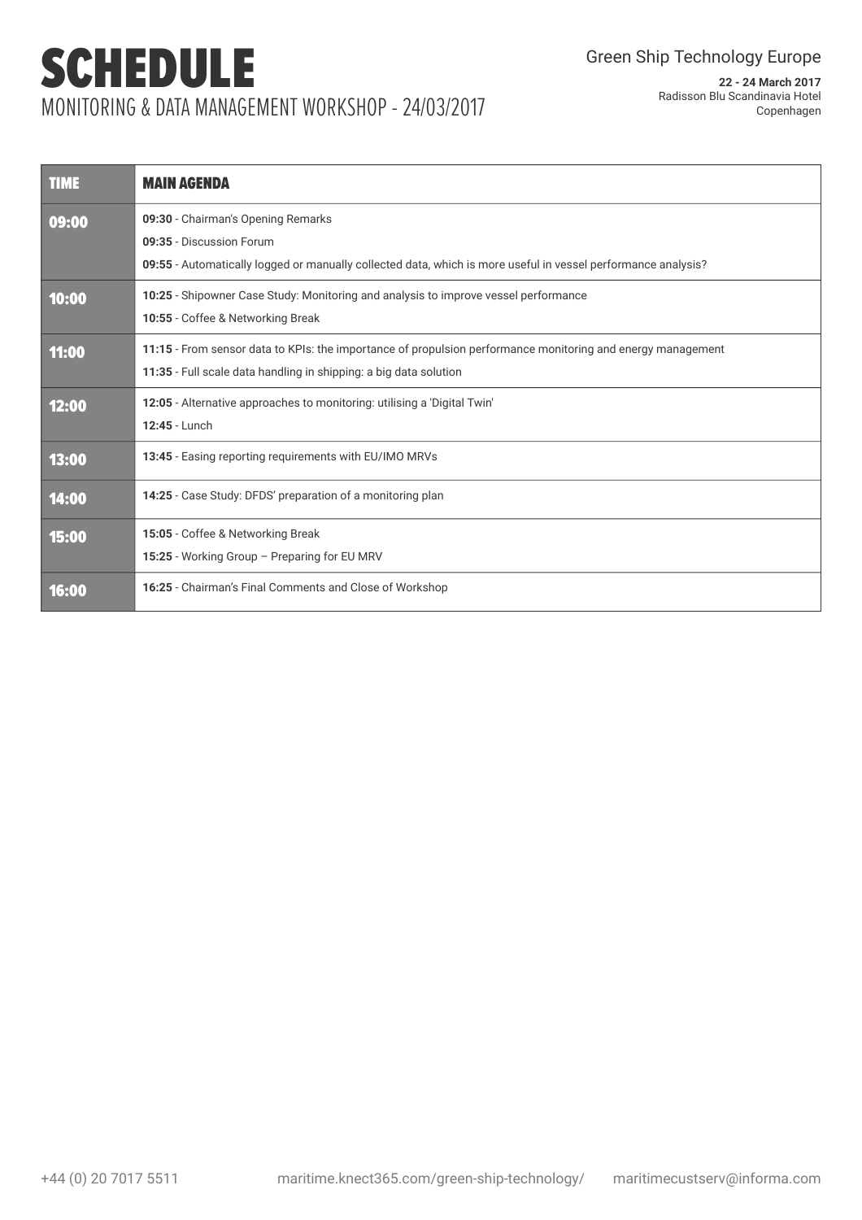# SCHEDULE

## MONITORING & DATA MANAGEMENT WORKSHOP - 24/03/2017

Green Ship Technology Europe

**22 - 24 March 2017**
Radisson Blu Scandinavia Hotel
Copenhagen

| TIME | MAIN AGENDA |
| --- | --- |
| 09:00 | **09:30** - Chairman's Opening Remarks<br>**09:35** - Discussion Forum<br>**09:55** - Automatically logged or manually collected data, which is more useful in vessel performance analysis? |
| 10:00 | **10:25** - Shipowner Case Study: Monitoring and analysis to improve vessel performance<br>**10:55** - Coffee & Networking Break |
| 11:00 | **11:15** - From sensor data to KPIs: the importance of propulsion performance monitoring and energy management<br>**11:35** - Full scale data handling in shipping: a big data solution |
| 12:00 | **12:05** - Alternative approaches to monitoring: utilising a 'Digital Twin'<br>**12:45** - Lunch |
| 13:00 | **13:45** - Easing reporting requirements with EU/IMO MRVs |
| 14:00 | **14:25** - Case Study: DFDS' preparation of a monitoring plan |
| 15:00 | **15:05** - Coffee & Networking Break<br>**15:25** - Working Group – Preparing for EU MRV |
| 16:00 | **16:25** - Chairman's Final Comments and Close of Workshop |

+44 (0) 20 7017 5511 maritime.knect365.com/green-ship-technology/ maritimecustserv@informa.com